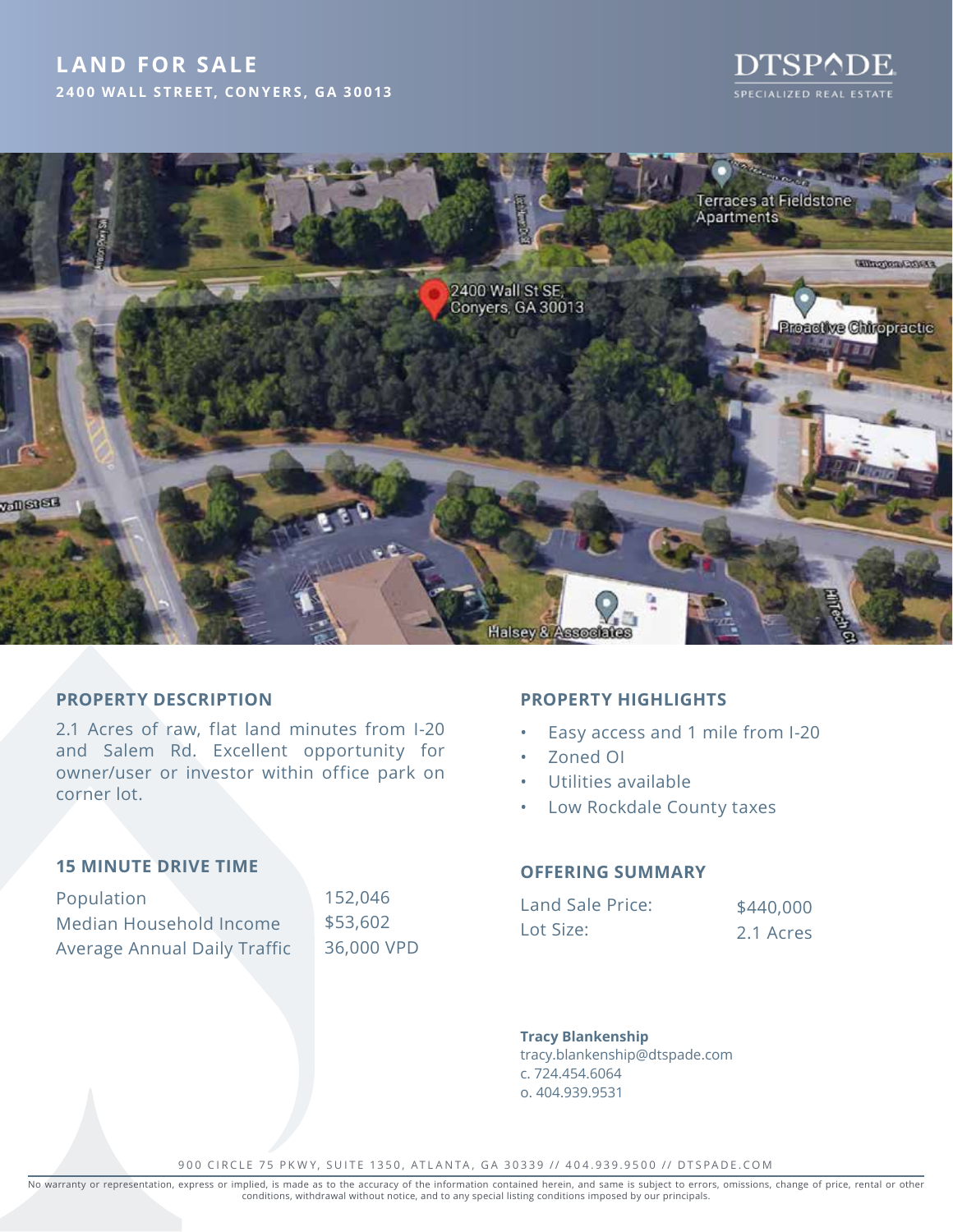# LAND FOR SALE

**2400 WALL STREET, CONYERS, GA 30013**

DTSPADE
SPECIALIZED REAL ESTATE

## PROPERTY DESCRIPTION

2.1 Acres of raw, flat land minutes from I-20 and Salem Rd. Excellent opportunity for owner/user or investor within office park on corner lot.

## PROPERTY HIGHLIGHTS

- Easy access and 1 mile from I-20
- Zoned OI
- Utilities available
- Low Rockdale County taxes

## 15 MINUTE DRIVE TIME

| | |
|---|---|
| Population | 152,046 |
| Median Household Income | $53,602 |
| Average Annual Daily Traffic | 36,000 VPD |

## OFFERING SUMMARY

| | |
|---|---|
| Land Sale Price: | $440,000 |
| Lot Size: | 2.1 Acres |

**Tracy Blankenship**
tracy.blankenship@dtspade.com
c. 724.454.6064
o. 404.939.9531

900 CIRCLE 75 PKWY, SUITE 1350, ATLANTA, GA 30339 // 404.939.9500 // DTSPADE.COM

No warranty or representation, express or implied, is made as to the accuracy of the information contained herein, and same is subject to errors, omissions, change of price, rental or other conditions, withdrawal without notice, and to any special listing conditions imposed by our principals.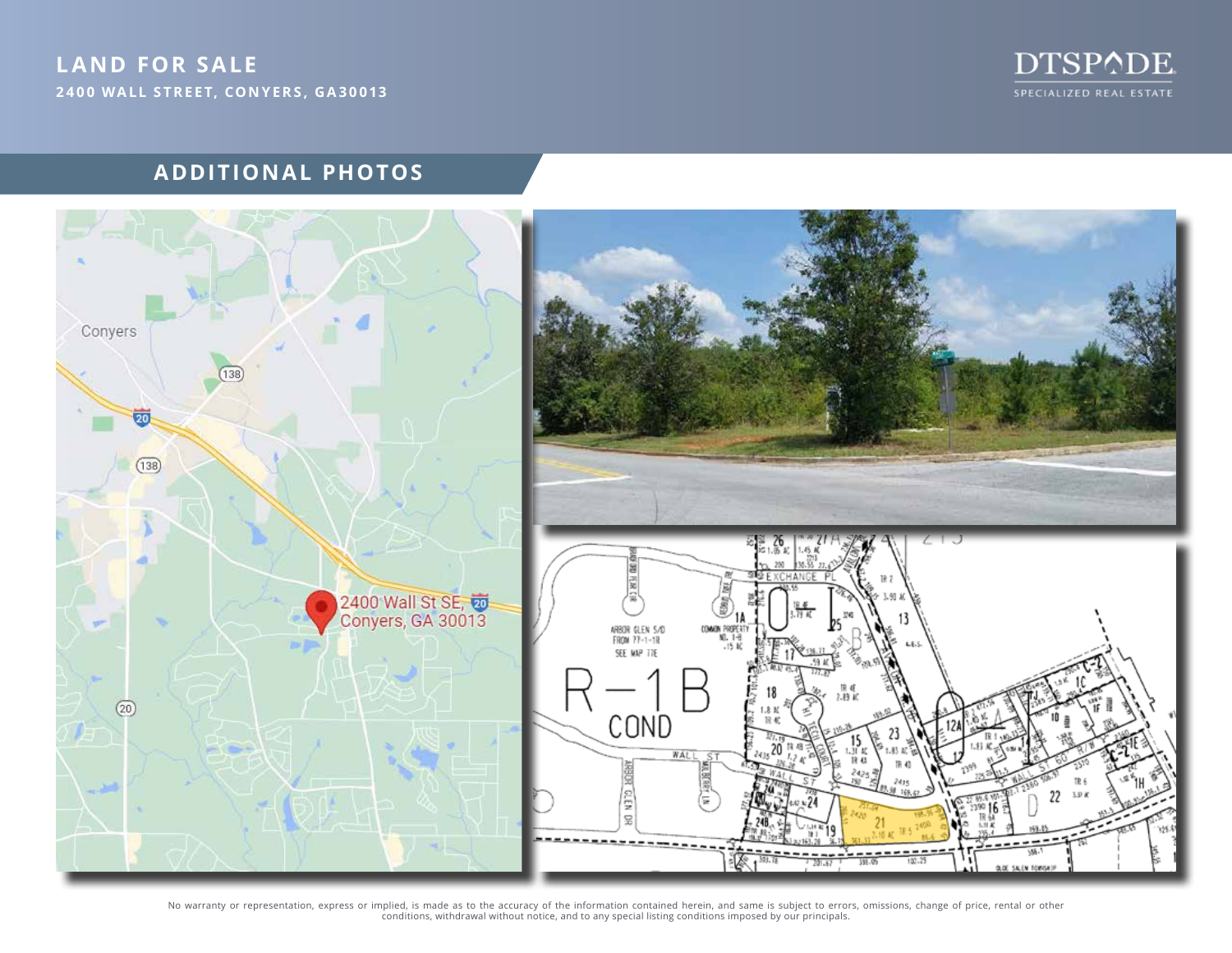# LAND FOR SALE

**2400 WALL STREET, CONYERS, GA30013**

## ADDITIONAL PHOTOS

No warranty or representation, express or implied, is made as to the accuracy of the information contained herein, and same is subject to errors, omissions, change of price, rental or other conditions, withdrawal without notice, and to any special listing conditions imposed by our principals.